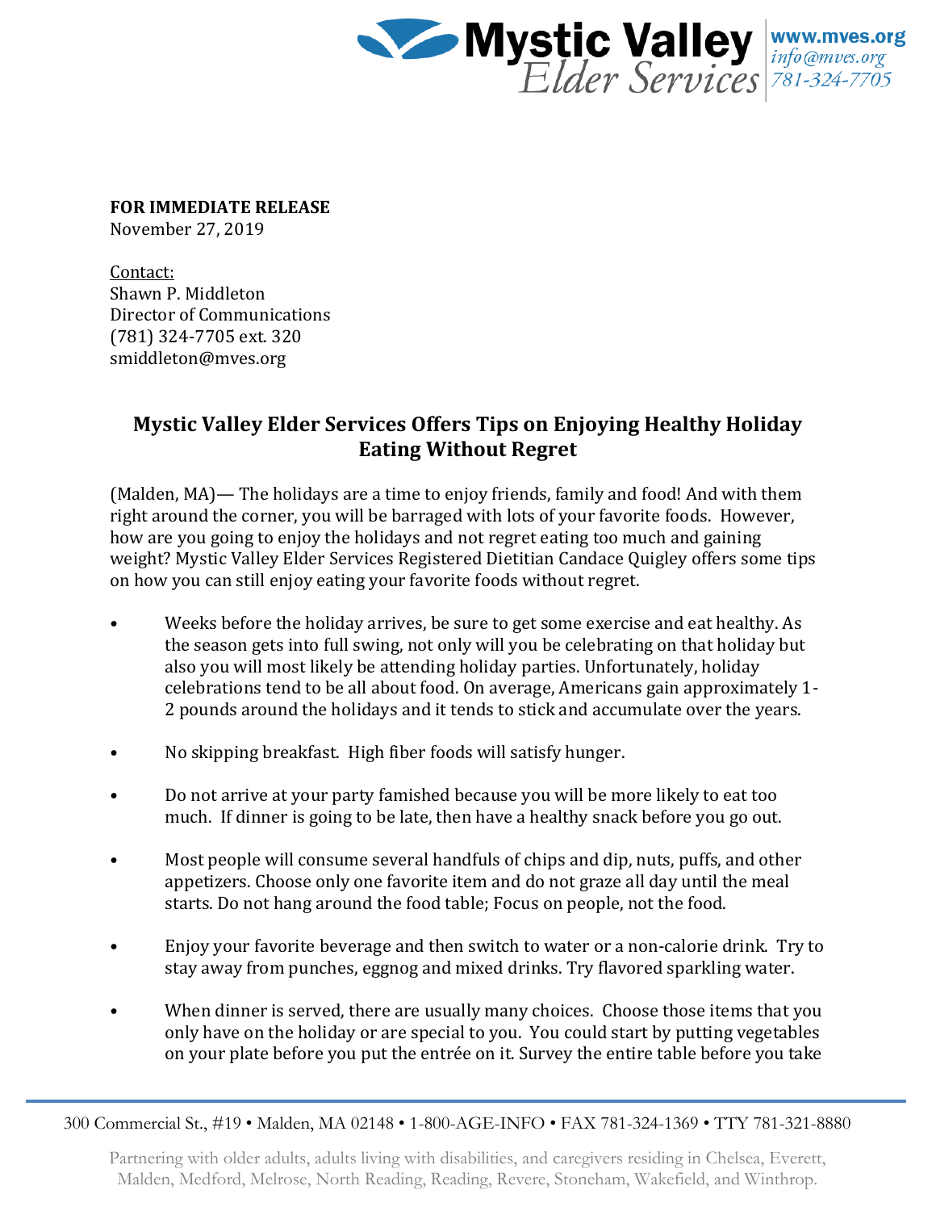**FOR IMMEDIATE RELEASE**
November 27, 2019

Contact:
Shawn P. Middleton
Director of Communications
(781) 324-7705 ext. 320
smiddleton@mves.org

## Mystic Valley Elder Services Offers Tips on Enjoying Healthy Holiday Eating Without Regret

(Malden, MA)— The holidays are a time to enjoy friends, family and food! And with them right around the corner, you will be barraged with lots of your favorite foods. However, how are you going to enjoy the holidays and not regret eating too much and gaining weight? Mystic Valley Elder Services Registered Dietitian Candace Quigley offers some tips on how you can still enjoy eating your favorite foods without regret.

- Weeks before the holiday arrives, be sure to get some exercise and eat healthy. As the season gets into full swing, not only will you be celebrating on that holiday but also you will most likely be attending holiday parties. Unfortunately, holiday celebrations tend to be all about food. On average, Americans gain approximately 1-2 pounds around the holidays and it tends to stick and accumulate over the years.

- No skipping breakfast. High fiber foods will satisfy hunger.

- Do not arrive at your party famished because you will be more likely to eat too much. If dinner is going to be late, then have a healthy snack before you go out.

- Most people will consume several handfuls of chips and dip, nuts, puffs, and other appetizers. Choose only one favorite item and do not graze all day until the meal starts. Do not hang around the food table; Focus on people, not the food.

- Enjoy your favorite beverage and then switch to water or a non-calorie drink. Try to stay away from punches, eggnog and mixed drinks. Try flavored sparkling water.

- When dinner is served, there are usually many choices. Choose those items that you only have on the holiday or are special to you. You could start by putting vegetables on your plate before you put the entrée on it. Survey the entire table before you take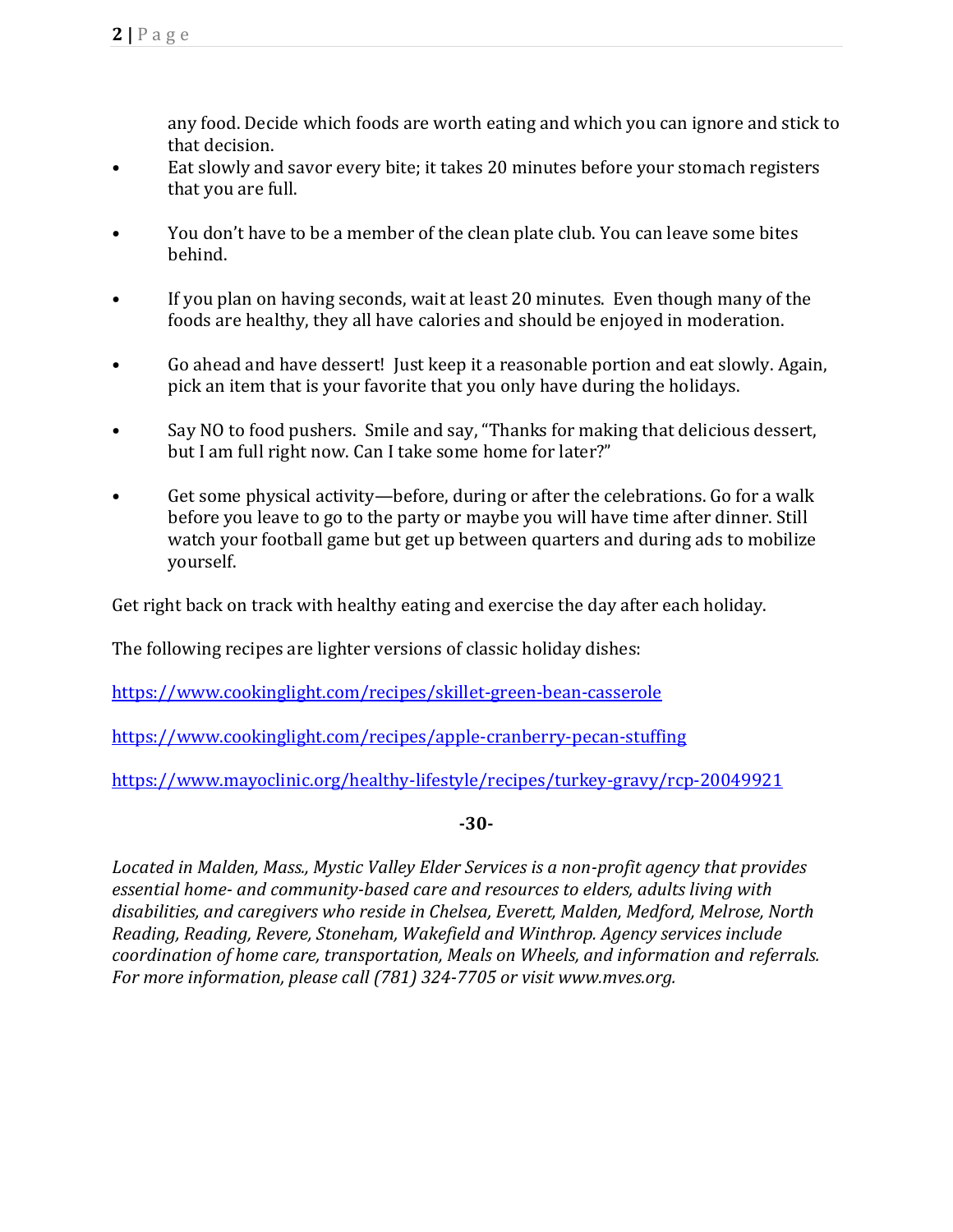any food. Decide which foods are worth eating and which you can ignore and stick to that decision.

- Eat slowly and savor every bite; it takes 20 minutes before your stomach registers that you are full.
- You don't have to be a member of the clean plate club. You can leave some bites behind.
- If you plan on having seconds, wait at least 20 minutes. Even though many of the foods are healthy, they all have calories and should be enjoyed in moderation.
- Go ahead and have dessert! Just keep it a reasonable portion and eat slowly. Again, pick an item that is your favorite that you only have during the holidays.
- Say NO to food pushers. Smile and say, "Thanks for making that delicious dessert, but I am full right now. Can I take some home for later?"
- Get some physical activity—before, during or after the celebrations. Go for a walk before you leave to go to the party or maybe you will have time after dinner. Still watch your football game but get up between quarters and during ads to mobilize yourself.

Get right back on track with healthy eating and exercise the day after each holiday.

The following recipes are lighter versions of classic holiday dishes:

https://www.cookinglight.com/recipes/skillet-green-bean-casserole

https://www.cookinglight.com/recipes/apple-cranberry-pecan-stuffing

https://www.mayoclinic.org/healthy-lifestyle/recipes/turkey-gravy/rcp-20049921

**-30-**

*Located in Malden, Mass., Mystic Valley Elder Services is a non-profit agency that provides essential home- and community-based care and resources to elders, adults living with disabilities, and caregivers who reside in Chelsea, Everett, Malden, Medford, Melrose, North Reading, Reading, Revere, Stoneham, Wakefield and Winthrop. Agency services include coordination of home care, transportation, Meals on Wheels, and information and referrals. For more information, please call (781) 324-7705 or visit www.mves.org.*